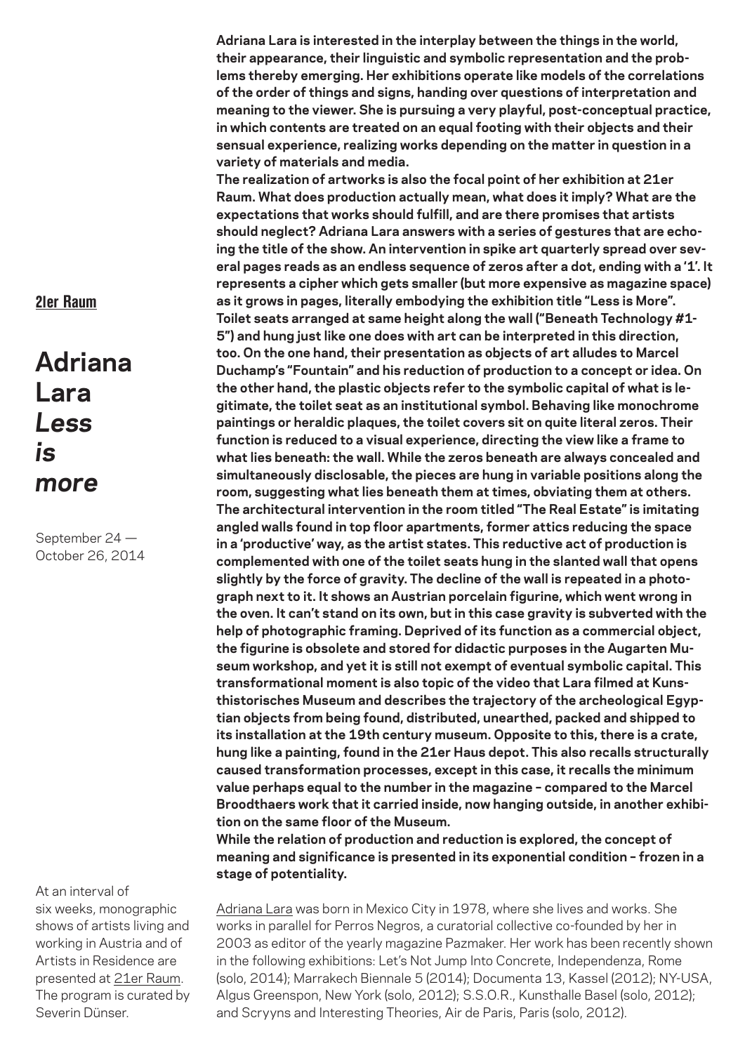21er Raum

# Adriana Lara *Less is more*

September 24 — October 26, 2014

**Adriana Lara is interested in the interplay between the things in the world, their appearance, their linguistic and symbolic representation and the problems thereby emerging. Her exhibitions operate like models of the correlations of the order of things and signs, handing over questions of interpretation and meaning to the viewer. She is pursuing a very playful, post-conceptual practice, in which contents are treated on an equal footing with their objects and their sensual experience, realizing works depending on the matter in question in a variety of materials and media.**

**The realization of artworks is also the focal point of her exhibition at 21er Raum. What does production actually mean, what does it imply? What are the expectations that works should fulfill, and are there promises that artists should neglect? Adriana Lara answers with a series of gestures that are echoing the title of the show. An intervention in spike art quarterly spread over several pages reads as an endless sequence of zeros after a dot, ending with a '1'. It represents a cipher which gets smaller (but more expensive as magazine space) as it grows in pages, literally embodying the exhibition title "Less is More". Toilet seats arranged at same height along the wall ("Beneath Technology #1-5") and hung just like one does with art can be interpreted in this direction, too. On the one hand, their presentation as objects of art alludes to Marcel Duchamp's "Fountain" and his reduction of production to a concept or idea. On the other hand, the plastic objects refer to the symbolic capital of what is legitimate, the toilet seat as an institutional symbol. Behaving like monochrome paintings or heraldic plaques, the toilet covers sit on quite literal zeros. Their function is reduced to a visual experience, directing the view like a frame to what lies beneath: the wall. While the zeros beneath are always concealed and simultaneously disclosable, the pieces are hung in variable positions along the room, suggesting what lies beneath them at times, obviating them at others. The architectural intervention in the room titled "The Real Estate" is imitating angled walls found in top floor apartments, former attics reducing the space in a 'productive' way, as the artist states. This reductive act of production is complemented with one of the toilet seats hung in the slanted wall that opens slightly by the force of gravity. The decline of the wall is repeated in a photograph next to it. It shows an Austrian porcelain figurine, which went wrong in the oven. It can't stand on its own, but in this case gravity is subverted with the help of photographic framing. Deprived of its function as a commercial object, the figurine is obsolete and stored for didactic purposes in the Augarten Museum workshop, and yet it is still not exempt of eventual symbolic capital. This transformational moment is also topic of the video that Lara filmed at Kunsthistorisches Museum and describes the trajectory of the archeological Egyptian objects from being found, distributed, unearthed, packed and shipped to its installation at the 19th century museum. Opposite to this, there is a crate, hung like a painting, found in the 21er Haus depot. This also recalls structurally caused transformation processes, except in this case, it recalls the minimum value perhaps equal to the number in the magazine – compared to the Marcel Broodthaers work that it carried inside, now hanging outside, in another exhibition on the same floor of the Museum.**

**While the relation of production and reduction is explored, the concept of meaning and significance is presented in its exponential condition – frozen in a stage of potentiality.**

Adriana Lara was born in Mexico City in 1978, where she lives and works. She works in parallel for Perros Negros, a curatorial collective co-founded by her in 2003 as editor of the yearly magazine Pazmaker. Her work has been recently shown in the following exhibitions: Let's Not Jump Into Concrete, Independenza, Rome (solo, 2014); Marrakech Biennale 5 (2014); Documenta 13, Kassel (2012); NY-USA, Algus Greenspon, New York (solo, 2012); S.S.O.R., Kunsthalle Basel (solo, 2012); and Scryyns and Interesting Theories, Air de Paris, Paris (solo, 2012).

At an interval of six weeks, monographic shows of artists living and working in Austria and of Artists in Residence are presented at 21er Raum. The program is curated by Severin Dünser.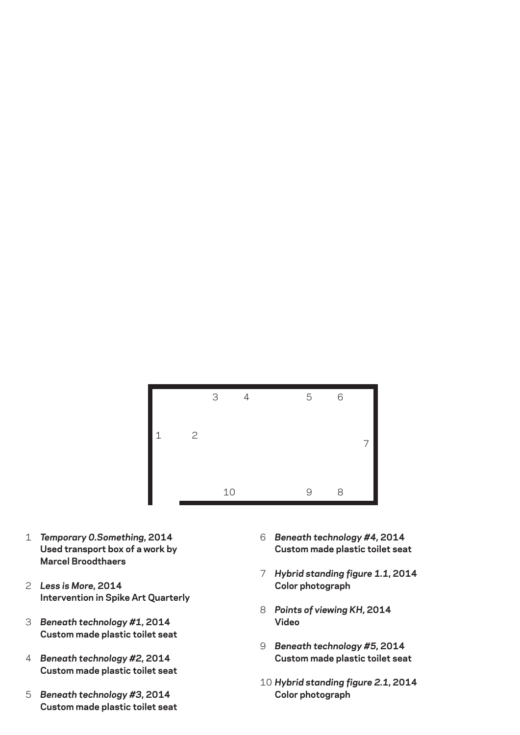3 4 5 6

1 2

7

10 9 8

1 *Temporary 0.Something*, 2014
Used transport box of a work by Marcel Broodthaers

2 *Less is More*, 2014
Intervention in Spike Art Quarterly

3 *Beneath technology #1*, 2014
Custom made plastic toilet seat

4 *Beneath technology #2*, 2014
Custom made plastic toilet seat

5 *Beneath technology #3*, 2014
Custom made plastic toilet seat

6 *Beneath technology #4*, 2014
Custom made plastic toilet seat

7 *Hybrid standing figure 1.1*, 2014
Color photograph

8 *Points of viewing KH*, 2014
Video

9 *Beneath technology #5*, 2014
Custom made plastic toilet seat

10 *Hybrid standing figure 2.1*, 2014
Color photograph